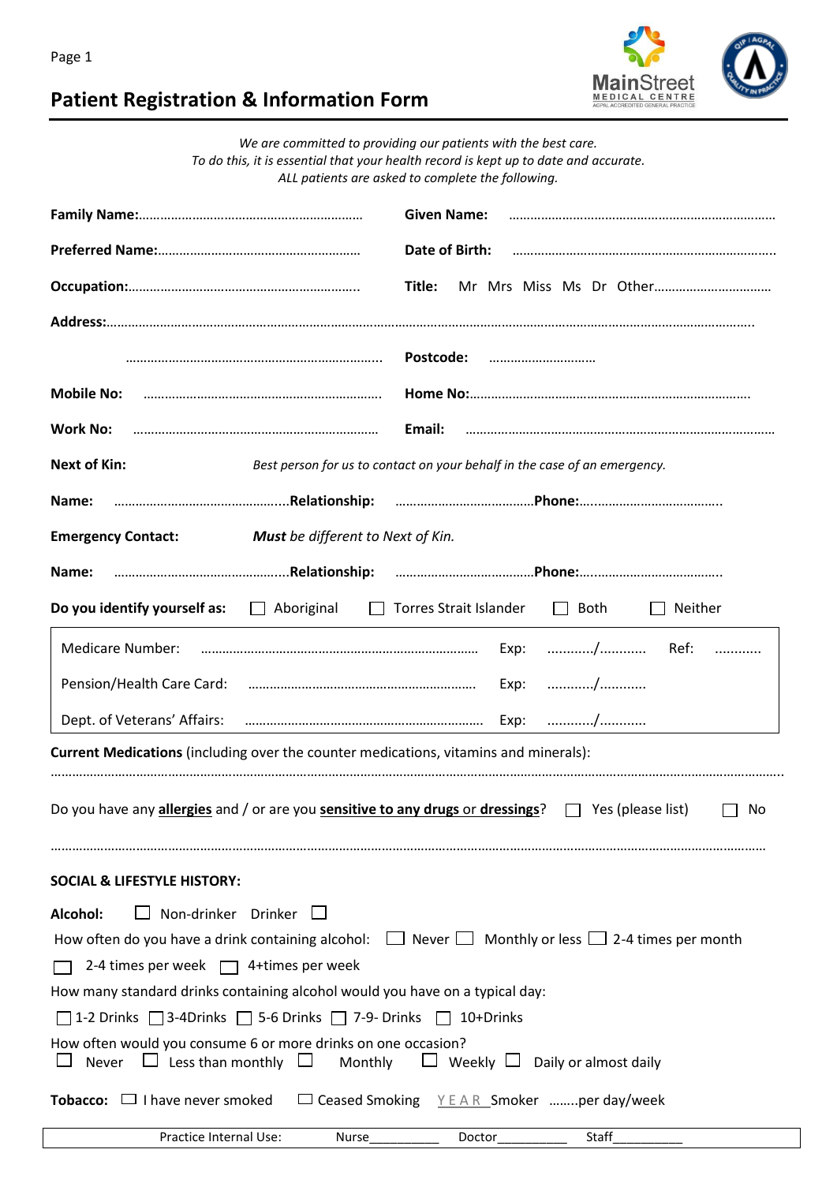# Patient Registration & Information Form

MainStreet MEDICAL CENTRE
AGPAL ACCREDITED GENERAL PRACTICE

*We are committed to providing our patients with the best care.*
*To do this, it is essential that your health record is kept up to date and accurate.*
*ALL patients are asked to complete the following.*

**Family Name:**……………………………………………………… **Given Name:** ……………………………………………………………………

**Preferred Name:**………………………………………………… **Date of Birth:** ………………………………………………………………..

**Occupation:**……………………………………………………….. **Title:** Mr Mrs Miss Ms Dr Other……………………………

**Address:**……………………………………………………………………………………………………………………………………………….

……………………………………………………………….. **Postcode:** …………………………

**Mobile No:** …………………………………………………………. **Home No:**…………………………………………………………………….

**Work No:** ……………………………………………………………. **Email:** ……………………………………………………………………………

**Next of Kin:** *Best person for us to contact on your behalf in the case of an emergency.*

**Name:** …………………………………………..**Relationship:** …………………………………**Phone:**…………………………………..

**Emergency Contact:** ***Must*** *be different to Next of Kin.*

**Name:** …………………………………………..**Relationship:** …………………………………**Phone:**…………………………………..

**Do you identify yourself as:** ☐ Aboriginal ☐ Torres Strait Islander ☐ Both ☐ Neither

| | | | | | |
|---|---|---|---|---|---|
| Medicare Number: | ……………………………………………………………… | Exp: | …………/………… | Ref: | ………… |
| Pension/Health Care Card: | ……………………………………………………… | Exp: | …………/………… | | |
| Dept. of Veterans' Affairs: | ………………………………………………………… | Exp: | …………/………… | | |

**Current Medications** (including over the counter medications, vitamins and minerals):

……………………………………………………………………………………………………………………………………………………………

Do you have any **allergies** and / or are you **sensitive to any drugs** or **dressings**? ☐ Yes (please list) ☐ No

……………………………………………………………………………………………………………………………………………………………

**SOCIAL & LIFESTYLE HISTORY:**

**Alcohol:** ☐ Non-drinker Drinker ☐

How often do you have a drink containing alcohol: ☐ Never ☐ Monthly or less ☐ 2-4 times per month

☐ 2-4 times per week ☐ 4+times per week

How many standard drinks containing alcohol would you have on a typical day:

☐ 1-2 Drinks ☐ 3-4Drinks ☐ 5-6 Drinks ☐ 7-9- Drinks ☐ 10+Drinks

How often would you consume 6 or more drinks on one occasion?
☐ Never ☐ Less than monthly ☐ Monthly ☐ Weekly ☐ Daily or almost daily

**Tobacco:** ☐ I have never smoked ☐ Ceased Smoking YEAR Smoker ……..per day/week

| Practice Internal Use: | Nurse__________ | Doctor__________ | Staff__________ |
|---|---|---|---|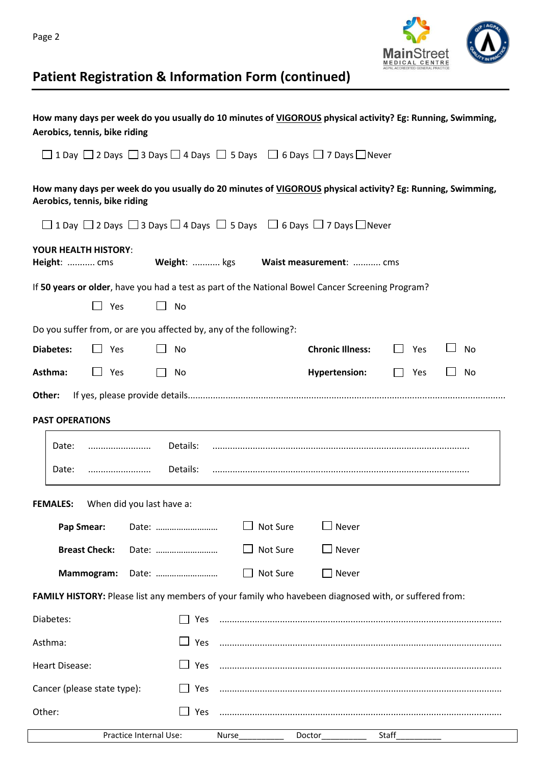## Patient Registration & Information Form (continued)

**How many days per week do you usually do 10 minutes of VIGOROUS physical activity? Eg: Running, Swimming, Aerobics, tennis, bike riding**

☐ 1 Day ☐ 2 Days ☐ 3 Days ☐ 4 Days ☐ 5 Days ☐ 6 Days ☐ 7 Days ☐ Never

**How many days per week do you usually do 20 minutes of VIGOROUS physical activity? Eg: Running, Swimming, Aerobics, tennis, bike riding**

☐ 1 Day ☐ 2 Days ☐ 3 Days ☐ 4 Days ☐ 5 Days ☐ 6 Days ☐ 7 Days ☐ Never

**YOUR HEALTH HISTORY**:

**Height**: ........... cms **Weight**: ........... kgs **Waist measurement**: ........... cms

If **50 years or older**, have you had a test as part of the National Bowel Cancer Screening Program?

☐ Yes ☐ No

Do you suffer from, or are you affected by, any of the following?:

**Diabetes:** ☐ Yes ☐ No **Chronic Illness:** ☐ Yes ☐ No

**Asthma:** ☐ Yes ☐ No **Hypertension:** ☐ Yes ☐ No

**Other:** If yes, please provide details.........................................................................................................................

**PAST OPERATIONS**

Date: ......................... Details: .....................................................................................................

Date: ......................... Details: .....................................................................................................

**FEMALES:** When did you last have a:

**Pap Smear:** Date: ........................... ☐ Not Sure ☐ Never

**Breast Check:** Date: ........................... ☐ Not Sure ☐ Never

**Mammogram:** Date: ........................... ☐ Not Sure ☐ Never

**FAMILY HISTORY:** Please list any members of your family who havebeen diagnosed with, or suffered from:

Diabetes: ☐ Yes ...............................................................................................................

Asthma: ☐ Yes ...............................................................................................................

Heart Disease: ☐ Yes ...............................................................................................................

Cancer (please state type): ☐ Yes ...............................................................................................................

Other: ☐ Yes ...............................................................................................................

| Practice Internal Use: | Nurse__________ | Doctor__________ | Staff__________ |
|---|---|---|---|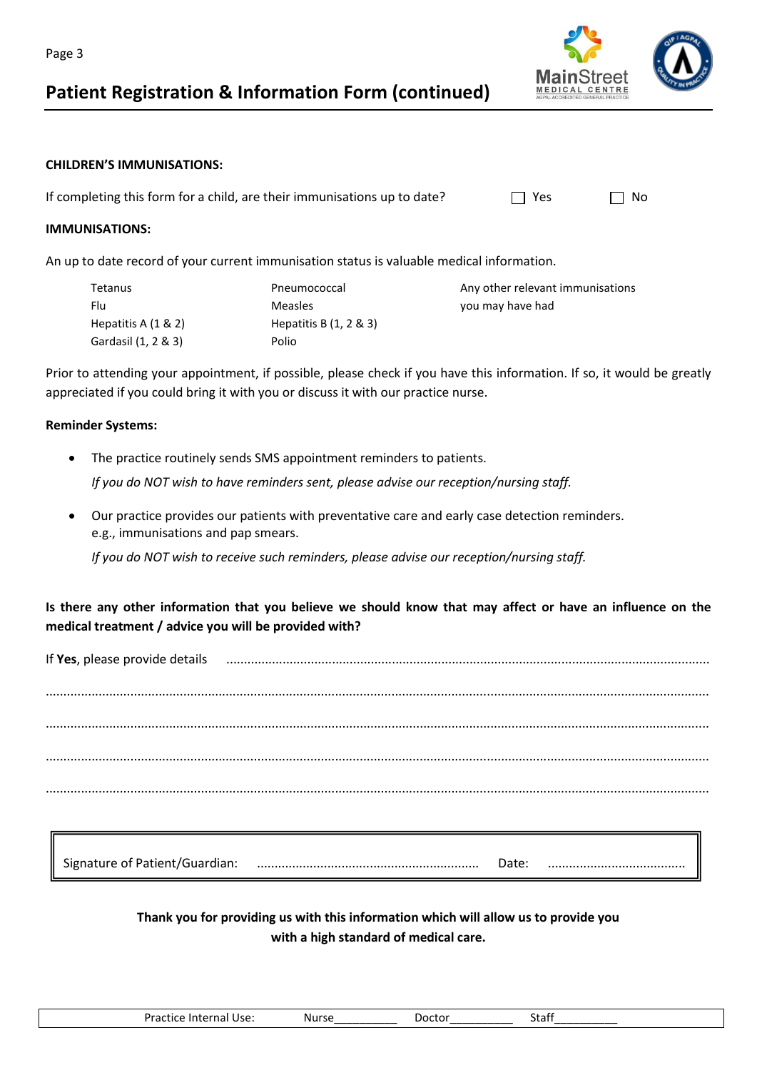# Patient Registration & Information Form (continued)

**CHILDREN'S IMMUNISATIONS:**

If completing this form for a child, are their immunisations up to date? ☐ Yes ☐ No

**IMMUNISATIONS:**

An up to date record of your current immunisation status is valuable medical information.

| | | |
|---|---|---|
| Tetanus | Pneumococcal | Any other relevant immunisations |
| Flu | Measles | you may have had |
| Hepatitis A (1 & 2) | Hepatitis B (1, 2 & 3) | |
| Gardasil (1, 2 & 3) | Polio | |

Prior to attending your appointment, if possible, please check if you have this information. If so, it would be greatly appreciated if you could bring it with you or discuss it with our practice nurse.

**Reminder Systems:**

- The practice routinely sends SMS appointment reminders to patients.

  *If you do NOT wish to have reminders sent, please advise our reception/nursing staff.*

- Our practice provides our patients with preventative care and early case detection reminders. e.g., immunisations and pap smears.

  *If you do NOT wish to receive such reminders, please advise our reception/nursing staff.*

**Is there any other information that you believe we should know that may affect or have an influence on the medical treatment / advice you will be provided with?**

If **Yes**, please provide details ..........................................................................................................

..........................................................................................................................................................

..........................................................................................................................................................

..........................................................................................................................................................

..........................................................................................................................................................

Signature of Patient/Guardian: .............................................................. Date: .......................................

**Thank you for providing us with this information which will allow us to provide you with a high standard of medical care.**

Practice Internal Use: Nurse__________ Doctor__________ Staff__________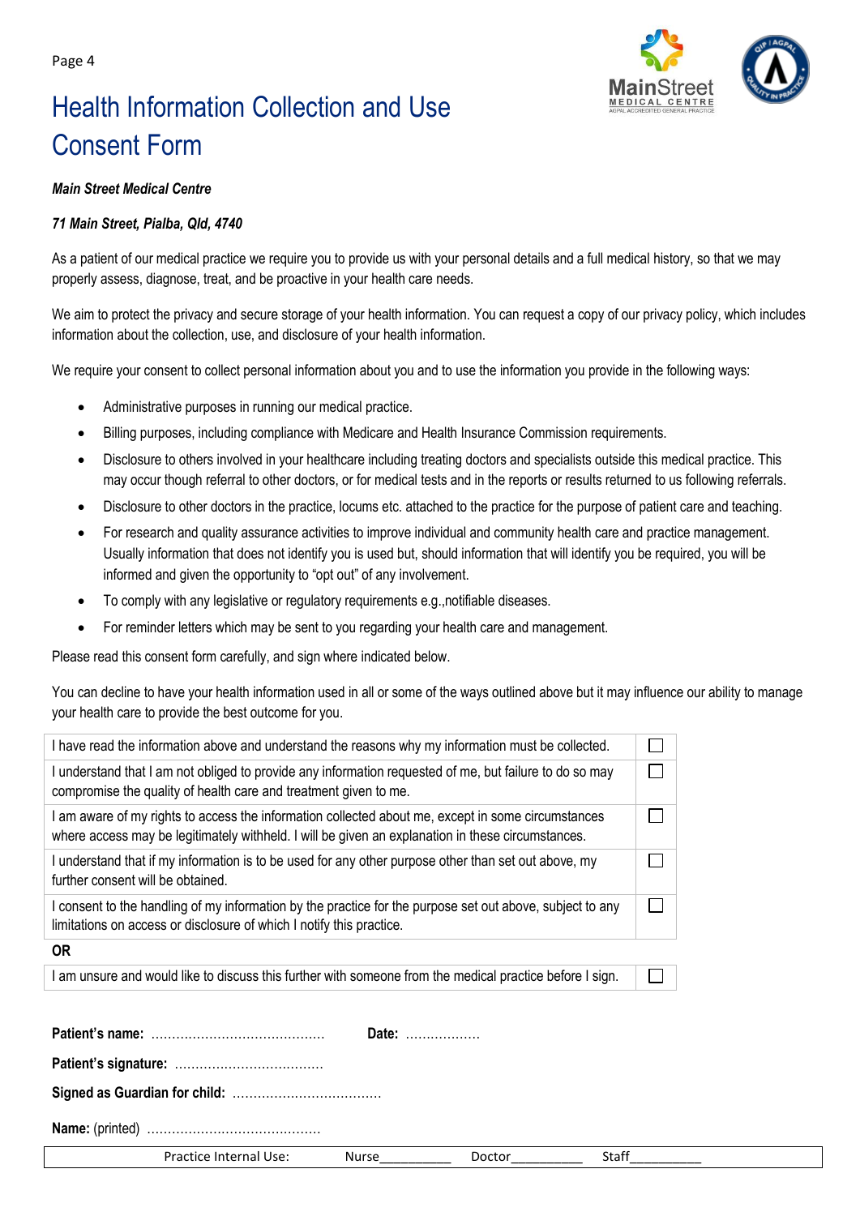# Health Information Collection and Use Consent Form

***Main Street Medical Centre***

***71 Main Street, Pialba, Qld, 4740***

As a patient of our medical practice we require you to provide us with your personal details and a full medical history, so that we may properly assess, diagnose, treat, and be proactive in your health care needs.

We aim to protect the privacy and secure storage of your health information. You can request a copy of our privacy policy, which includes information about the collection, use, and disclosure of your health information.

We require your consent to collect personal information about you and to use the information you provide in the following ways:

- Administrative purposes in running our medical practice.
- Billing purposes, including compliance with Medicare and Health Insurance Commission requirements.
- Disclosure to others involved in your healthcare including treating doctors and specialists outside this medical practice. This may occur though referral to other doctors, or for medical tests and in the reports or results returned to us following referrals.
- Disclosure to other doctors in the practice, locums etc. attached to the practice for the purpose of patient care and teaching.
- For research and quality assurance activities to improve individual and community health care and practice management. Usually information that does not identify you is used but, should information that will identify you be required, you will be informed and given the opportunity to "opt out" of any involvement.
- To comply with any legislative or regulatory requirements e.g.,notifiable diseases.
- For reminder letters which may be sent to you regarding your health care and management.

Please read this consent form carefully, and sign where indicated below.

You can decline to have your health information used in all or some of the ways outlined above but it may influence our ability to manage your health care to provide the best outcome for you.

| | |
|---|---|
| I have read the information above and understand the reasons why my information must be collected. | ☐ |
| I understand that I am not obliged to provide any information requested of me, but failure to do so may compromise the quality of health care and treatment given to me. | ☐ |
| I am aware of my rights to access the information collected about me, except in some circumstances where access may be legitimately withheld. I will be given an explanation in these circumstances. | ☐ |
| I understand that if my information is to be used for any other purpose other than set out above, my further consent will be obtained. | ☐ |
| I consent to the handling of my information by the practice for the purpose set out above, subject to any limitations on access or disclosure of which I notify this practice. | ☐ |
| **OR** | |
| I am unsure and would like to discuss this further with someone from the medical practice before I sign. | ☐ |

**Patient's name:** .......................................... **Date:** ..................

**Patient's signature:** ....................................

**Signed as Guardian for child:** ....................................

**Name:** (printed) ..........................................

Practice Internal Use: Nurse__________ Doctor__________ Staff__________